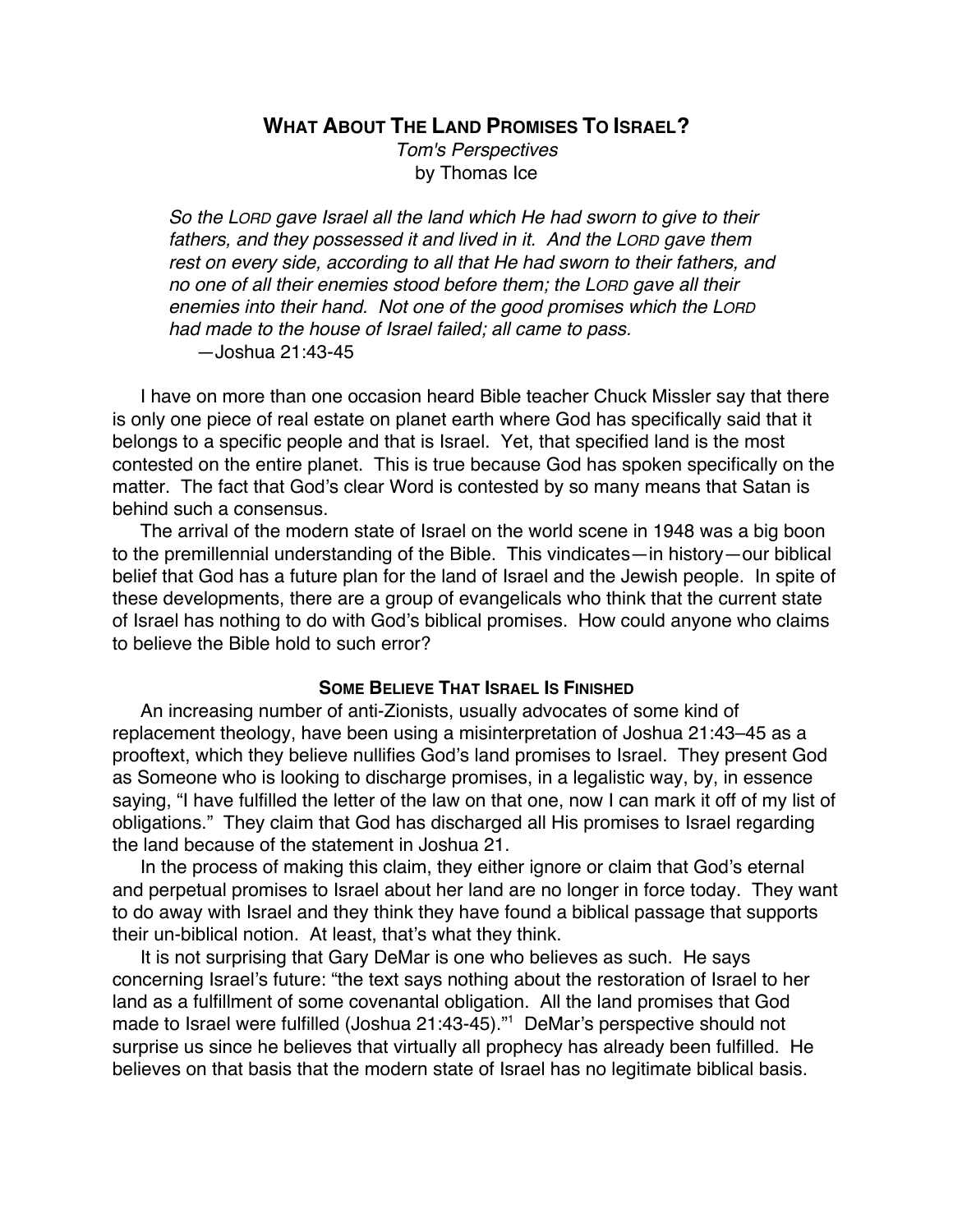# WHAT ABOUT THE LAND PROMISES TO ISRAEL?

*Tom's Perspectives*

by Thomas Ice

> *So the LORD gave Israel all the land which He had sworn to give to their fathers, and they possessed it and lived in it. And the LORD gave them rest on every side, according to all that He had sworn to their fathers, and no one of all their enemies stood before them; the LORD gave all their enemies into their hand. Not one of the good promises which the LORD had made to the house of Israel failed; all came to pass.*
>
> —Joshua 21:43-45

I have on more than one occasion heard Bible teacher Chuck Missler say that there is only one piece of real estate on planet earth where God has specifically said that it belongs to a specific people and that is Israel. Yet, that specified land is the most contested on the entire planet. This is true because God has spoken specifically on the matter. The fact that God's clear Word is contested by so many means that Satan is behind such a consensus.

The arrival of the modern state of Israel on the world scene in 1948 was a big boon to the premillennial understanding of the Bible. This vindicates—in history—our biblical belief that God has a future plan for the land of Israel and the Jewish people. In spite of these developments, there are a group of evangelicals who think that the current state of Israel has nothing to do with God's biblical promises. How could anyone who claims to believe the Bible hold to such error?

## SOME BELIEVE THAT ISRAEL IS FINISHED

An increasing number of anti-Zionists, usually advocates of some kind of replacement theology, have been using a misinterpretation of Joshua 21:43–45 as a prooftext, which they believe nullifies God's land promises to Israel. They present God as Someone who is looking to discharge promises, in a legalistic way, by, in essence saying, "I have fulfilled the letter of the law on that one, now I can mark it off of my list of obligations." They claim that God has discharged all His promises to Israel regarding the land because of the statement in Joshua 21.

In the process of making this claim, they either ignore or claim that God's eternal and perpetual promises to Israel about her land are no longer in force today. They want to do away with Israel and they think they have found a biblical passage that supports their un-biblical notion. At least, that's what they think.

It is not surprising that Gary DeMar is one who believes as such. He says concerning Israel's future: "the text says nothing about the restoration of Israel to her land as a fulfillment of some covenantal obligation. All the land promises that God made to Israel were fulfilled (Joshua 21:43-45)."[1] DeMar's perspective should not surprise us since he believes that virtually all prophecy has already been fulfilled. He believes on that basis that the modern state of Israel has no legitimate biblical basis.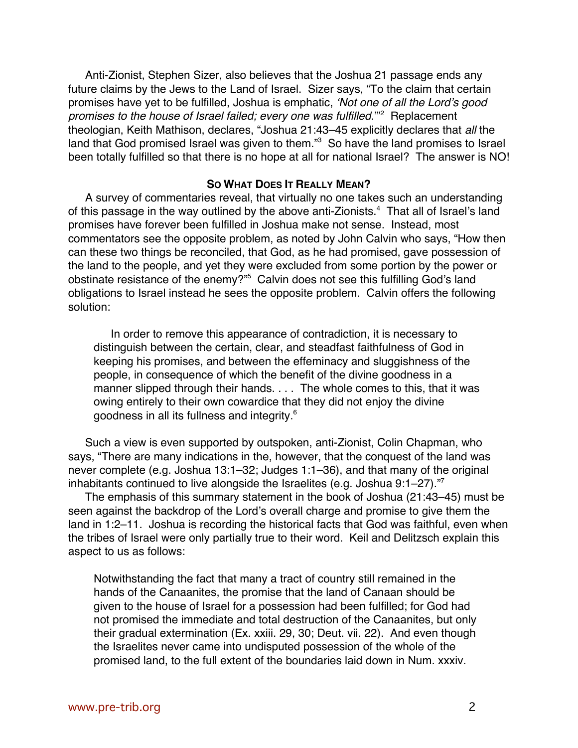Anti-Zionist, Stephen Sizer, also believes that the Joshua 21 passage ends any future claims by the Jews to the Land of Israel. Sizer says, "To the claim that certain promises have yet to be fulfilled, Joshua is emphatic, *'Not one of all the Lord's good promises to the house of Israel failed; every one was fulfilled.'*"[2] Replacement theologian, Keith Mathison, declares, "Joshua 21:43–45 explicitly declares that *all* the land that God promised Israel was given to them."[3] So have the land promises to Israel been totally fulfilled so that there is no hope at all for national Israel? The answer is NO!

### So What Does It Really Mean?

A survey of commentaries reveal, that virtually no one takes such an understanding of this passage in the way outlined by the above anti-Zionists.[4] That all of Israel's land promises have forever been fulfilled in Joshua make not sense. Instead, most commentators see the opposite problem, as noted by John Calvin who says, "How then can these two things be reconciled, that God, as he had promised, gave possession of the land to the people, and yet they were excluded from some portion by the power or obstinate resistance of the enemy?"[5] Calvin does not see this fulfilling God's land obligations to Israel instead he sees the opposite problem. Calvin offers the following solution:

> In order to remove this appearance of contradiction, it is necessary to distinguish between the certain, clear, and steadfast faithfulness of God in keeping his promises, and between the effeminacy and sluggishness of the people, in consequence of which the benefit of the divine goodness in a manner slipped through their hands. . . . The whole comes to this, that it was owing entirely to their own cowardice that they did not enjoy the divine goodness in all its fullness and integrity.[6]

Such a view is even supported by outspoken, anti-Zionist, Colin Chapman, who says, "There are many indications in the, however, that the conquest of the land was never complete (e.g. Joshua 13:1–32; Judges 1:1–36), and that many of the original inhabitants continued to live alongside the Israelites (e.g. Joshua 9:1–27)."[7]

The emphasis of this summary statement in the book of Joshua (21:43–45) must be seen against the backdrop of the Lord's overall charge and promise to give them the land in 1:2–11. Joshua is recording the historical facts that God was faithful, even when the tribes of Israel were only partially true to their word. Keil and Delitzsch explain this aspect to us as follows:

> Notwithstanding the fact that many a tract of country still remained in the hands of the Canaanites, the promise that the land of Canaan should be given to the house of Israel for a possession had been fulfilled; for God had not promised the immediate and total destruction of the Canaanites, but only their gradual extermination (Ex. xxiii. 29, 30; Deut. vii. 22). And even though the Israelites never came into undisputed possession of the whole of the promised land, to the full extent of the boundaries laid down in Num. xxxiv.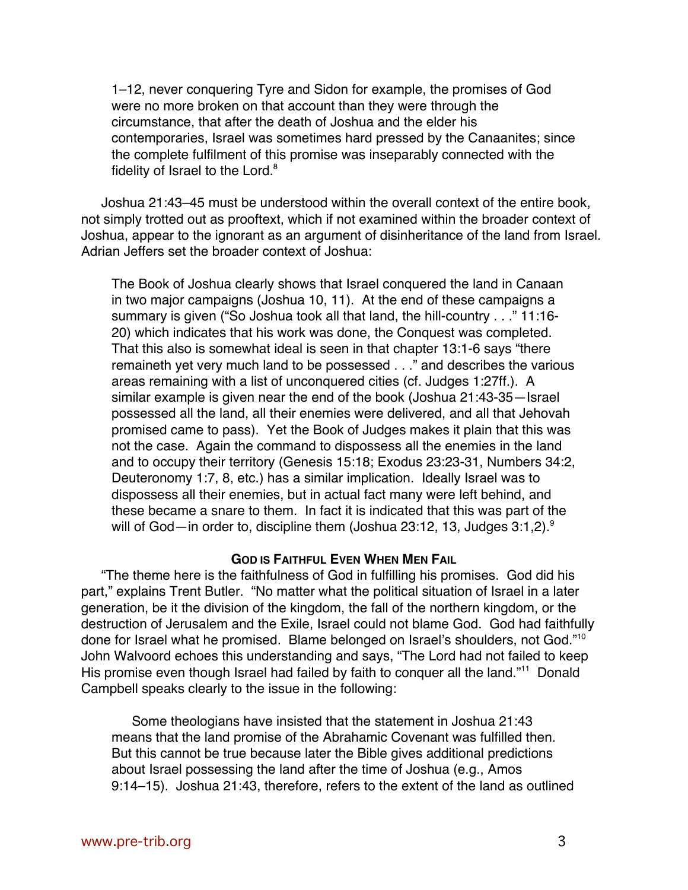> 1–12, never conquering Tyre and Sidon for example, the promises of God were no more broken on that account than they were through the circumstance, that after the death of Joshua and the elder his contemporaries, Israel was sometimes hard pressed by the Canaanites; since the complete fulfilment of this promise was inseparably connected with the fidelity of Israel to the Lord.[8]

Joshua 21:43–45 must be understood within the overall context of the entire book, not simply trotted out as prooftext, which if not examined within the broader context of Joshua, appear to the ignorant as an argument of disinheritance of the land from Israel. Adrian Jeffers set the broader context of Joshua:

> The Book of Joshua clearly shows that Israel conquered the land in Canaan in two major campaigns (Joshua 10, 11). At the end of these campaigns a summary is given ("So Joshua took all that land, the hill-country . . ." 11:16-20) which indicates that his work was done, the Conquest was completed. That this also is somewhat ideal is seen in that chapter 13:1-6 says "there remaineth yet very much land to be possessed . . ." and describes the various areas remaining with a list of unconquered cities (cf. Judges 1:27ff.). A similar example is given near the end of the book (Joshua 21:43-35—Israel possessed all the land, all their enemies were delivered, and all that Jehovah promised came to pass). Yet the Book of Judges makes it plain that this was not the case. Again the command to dispossess all the enemies in the land and to occupy their territory (Genesis 15:18; Exodus 23:23-31, Numbers 34:2, Deuteronomy 1:7, 8, etc.) has a similar implication. Ideally Israel was to dispossess all their enemies, but in actual fact many were left behind, and these became a snare to them. In fact it is indicated that this was part of the will of God—in order to, discipline them (Joshua 23:12, 13, Judges 3:1,2).[9]

## God is Faithful Even When Men Fail

"The theme here is the faithfulness of God in fulfilling his promises. God did his part," explains Trent Butler. "No matter what the political situation of Israel in a later generation, be it the division of the kingdom, the fall of the northern kingdom, or the destruction of Jerusalem and the Exile, Israel could not blame God. God had faithfully done for Israel what he promised. Blame belonged on Israel's shoulders, not God."[10] John Walvoord echoes this understanding and says, "The Lord had not failed to keep His promise even though Israel had failed by faith to conquer all the land."[11] Donald Campbell speaks clearly to the issue in the following:

> Some theologians have insisted that the statement in Joshua 21:43 means that the land promise of the Abrahamic Covenant was fulfilled then. But this cannot be true because later the Bible gives additional predictions about Israel possessing the land after the time of Joshua (e.g., Amos 9:14–15). Joshua 21:43, therefore, refers to the extent of the land as outlined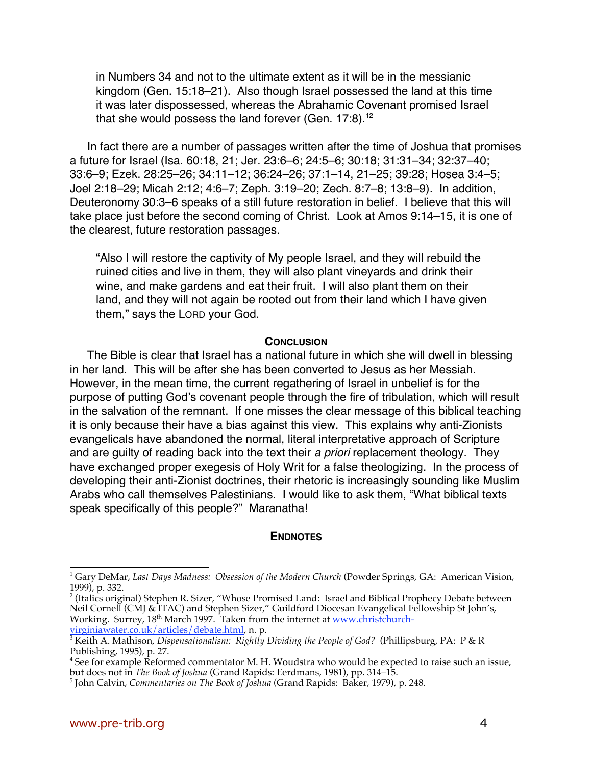> in Numbers 34 and not to the ultimate extent as it will be in the messianic kingdom (Gen. 15:18–21). Also though Israel possessed the land at this time it was later dispossessed, whereas the Abrahamic Covenant promised Israel that she would possess the land forever (Gen. 17:8).[12]

In fact there are a number of passages written after the time of Joshua that promises a future for Israel (Isa. 60:18, 21; Jer. 23:6–6; 24:5–6; 30:18; 31:31–34; 32:37–40; 33:6–9; Ezek. 28:25–26; 34:11–12; 36:24–26; 37:1–14, 21–25; 39:28; Hosea 3:4–5; Joel 2:18–29; Micah 2:12; 4:6–7; Zeph. 3:19–20; Zech. 8:7–8; 13:8–9). In addition, Deuteronomy 30:3–6 speaks of a still future restoration in belief. I believe that this will take place just before the second coming of Christ. Look at Amos 9:14–15, it is one of the clearest, future restoration passages.

> "Also I will restore the captivity of My people Israel, and they will rebuild the ruined cities and live in them, they will also plant vineyards and drink their wine, and make gardens and eat their fruit. I will also plant them on their land, and they will not again be rooted out from their land which I have given them," says the LORD your God.

## CONCLUSION

The Bible is clear that Israel has a national future in which she will dwell in blessing in her land. This will be after she has been converted to Jesus as her Messiah. However, in the mean time, the current regathering of Israel in unbelief is for the purpose of putting God's covenant people through the fire of tribulation, which will result in the salvation of the remnant. If one misses the clear message of this biblical teaching it is only because their have a bias against this view. This explains why anti-Zionists evangelicals have abandoned the normal, literal interpretative approach of Scripture and are guilty of reading back into the text their *a priori* replacement theology. They have exchanged proper exegesis of Holy Writ for a false theologizing. In the process of developing their anti-Zionist doctrines, their rhetoric is increasingly sounding like Muslim Arabs who call themselves Palestinians. I would like to ask them, "What biblical texts speak specifically of this people?" Maranatha!

## ENDNOTES

[1] Gary DeMar, *Last Days Madness: Obsession of the Modern Church* (Powder Springs, GA: American Vision, 1999), p. 332.

[2] (Italics original) Stephen R. Sizer, "Whose Promised Land: Israel and Biblical Prophecy Debate between Neil Cornell (CMJ & ITAC) and Stephen Sizer," Guildford Diocesan Evangelical Fellowship St John's, Working. Surrey, 18th March 1997. Taken from the internet at www.christchurch-virginiawater.co.uk/articles/debate.html, n. p.

[3] Keith A. Mathison, *Dispensationalism: Rightly Dividing the People of God?* (Phillipsburg, PA: P & R Publishing, 1995), p. 27.

[4] See for example Reformed commentator M. H. Woudstra who would be expected to raise such an issue, but does not in *The Book of Joshua* (Grand Rapids: Eerdmans, 1981), pp. 314–15.

[5] John Calvin, *Commentaries on The Book of Joshua* (Grand Rapids: Baker, 1979), p. 248.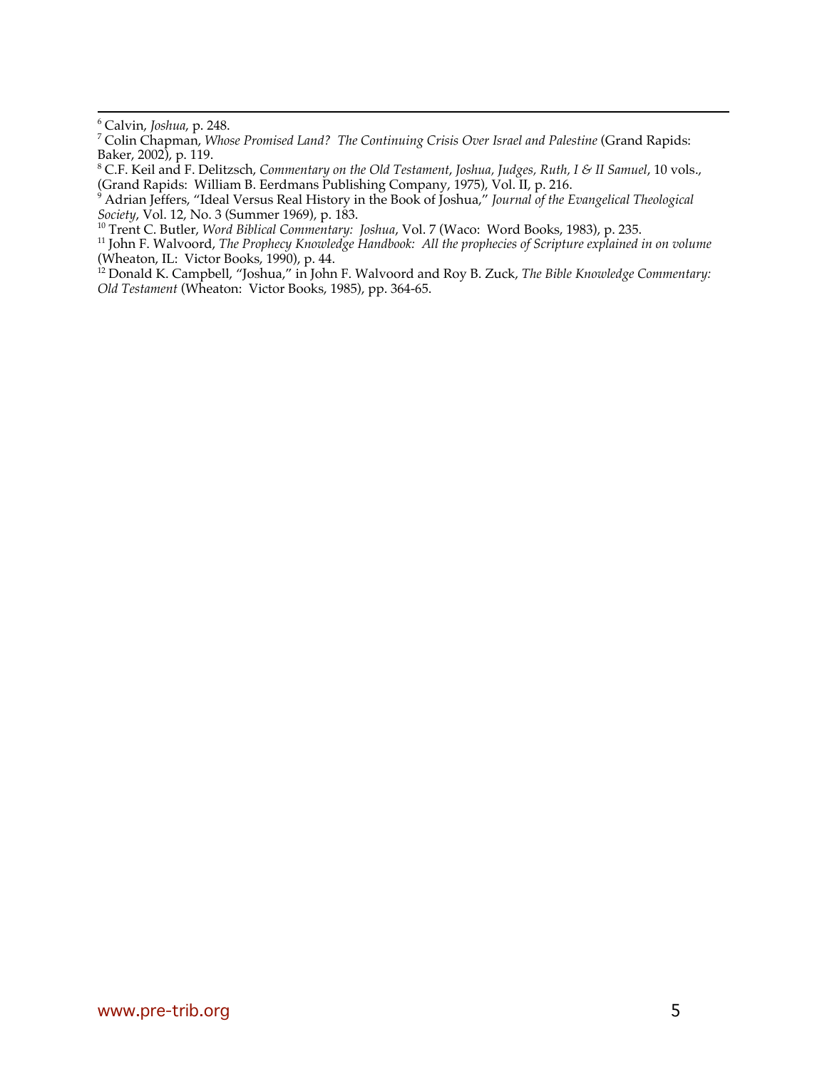[6] Calvin, *Joshua*, p. 248.

[7] Colin Chapman, *Whose Promised Land? The Continuing Crisis Over Israel and Palestine* (Grand Rapids: Baker, 2002), p. 119.

[8] C.F. Keil and F. Delitzsch, *Commentary on the Old Testament*, *Joshua, Judges, Ruth, I & II Samuel*, 10 vols., (Grand Rapids: William B. Eerdmans Publishing Company, 1975), Vol. II, p. 216.

[9] Adrian Jeffers, "Ideal Versus Real History in the Book of Joshua," *Journal of the Evangelical Theological Society*, Vol. 12, No. 3 (Summer 1969), p. 183.

[10] Trent C. Butler, *Word Biblical Commentary: Joshua*, Vol. 7 (Waco: Word Books, 1983), p. 235.

[11] John F. Walvoord, *The Prophecy Knowledge Handbook: All the prophecies of Scripture explained in on volume* (Wheaton, IL: Victor Books, 1990), p. 44.

[12] Donald K. Campbell, "Joshua," in John F. Walvoord and Roy B. Zuck, *The Bible Knowledge Commentary: Old Testament* (Wheaton: Victor Books, 1985), pp. 364-65.